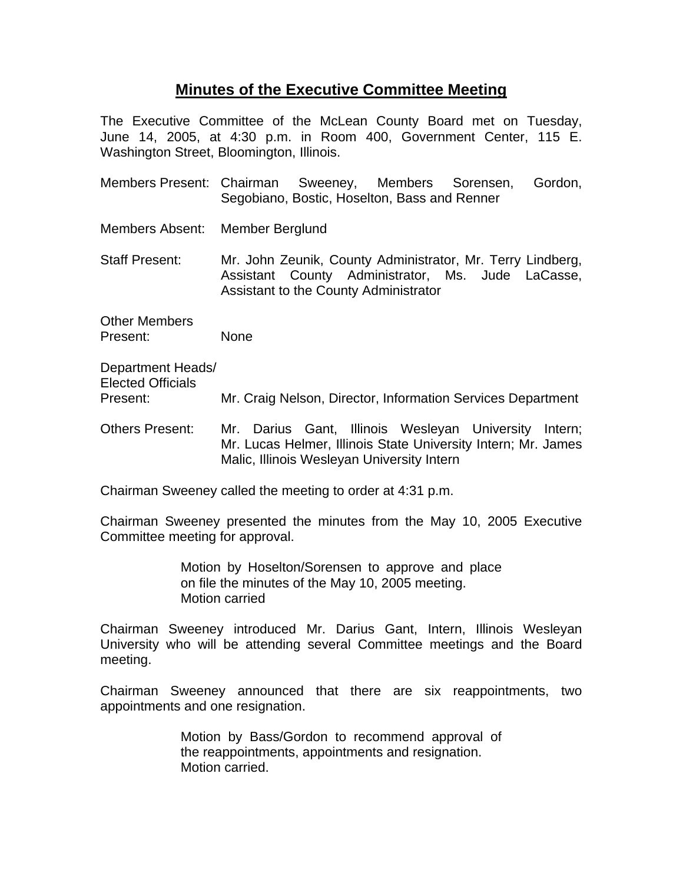# Minutes of the Executive Committee Meeting

The Executive Committee of the McLean County Board met on Tuesday, June 14, 2005, at 4:30 p.m. in Room 400, Government Center, 115 E. Washington Street, Bloomington, Illinois.

| | |
|---|---|
| Members Present: | Chairman Sweeney, Members Sorensen, Gordon, Segobiano, Bostic, Hoselton, Bass and Renner |
| Members Absent: | Member Berglund |
| Staff Present: | Mr. John Zeunik, County Administrator, Mr. Terry Lindberg, Assistant County Administrator, Ms. Jude LaCasse, Assistant to the County Administrator |
| Other Members Present: | None |
| Department Heads/ Elected Officials Present: | Mr. Craig Nelson, Director, Information Services Department |
| Others Present: | Mr. Darius Gant, Illinois Wesleyan University Intern; Mr. Lucas Helmer, Illinois State University Intern; Mr. James Malic, Illinois Wesleyan University Intern |

Chairman Sweeney called the meeting to order at 4:31 p.m.

Chairman Sweeney presented the minutes from the May 10, 2005 Executive Committee meeting for approval.

> Motion by Hoselton/Sorensen to approve and place on file the minutes of the May 10, 2005 meeting.
> Motion carried

Chairman Sweeney introduced Mr. Darius Gant, Intern, Illinois Wesleyan University who will be attending several Committee meetings and the Board meeting.

Chairman Sweeney announced that there are six reappointments, two appointments and one resignation.

> Motion by Bass/Gordon to recommend approval of the reappointments, appointments and resignation.
> Motion carried.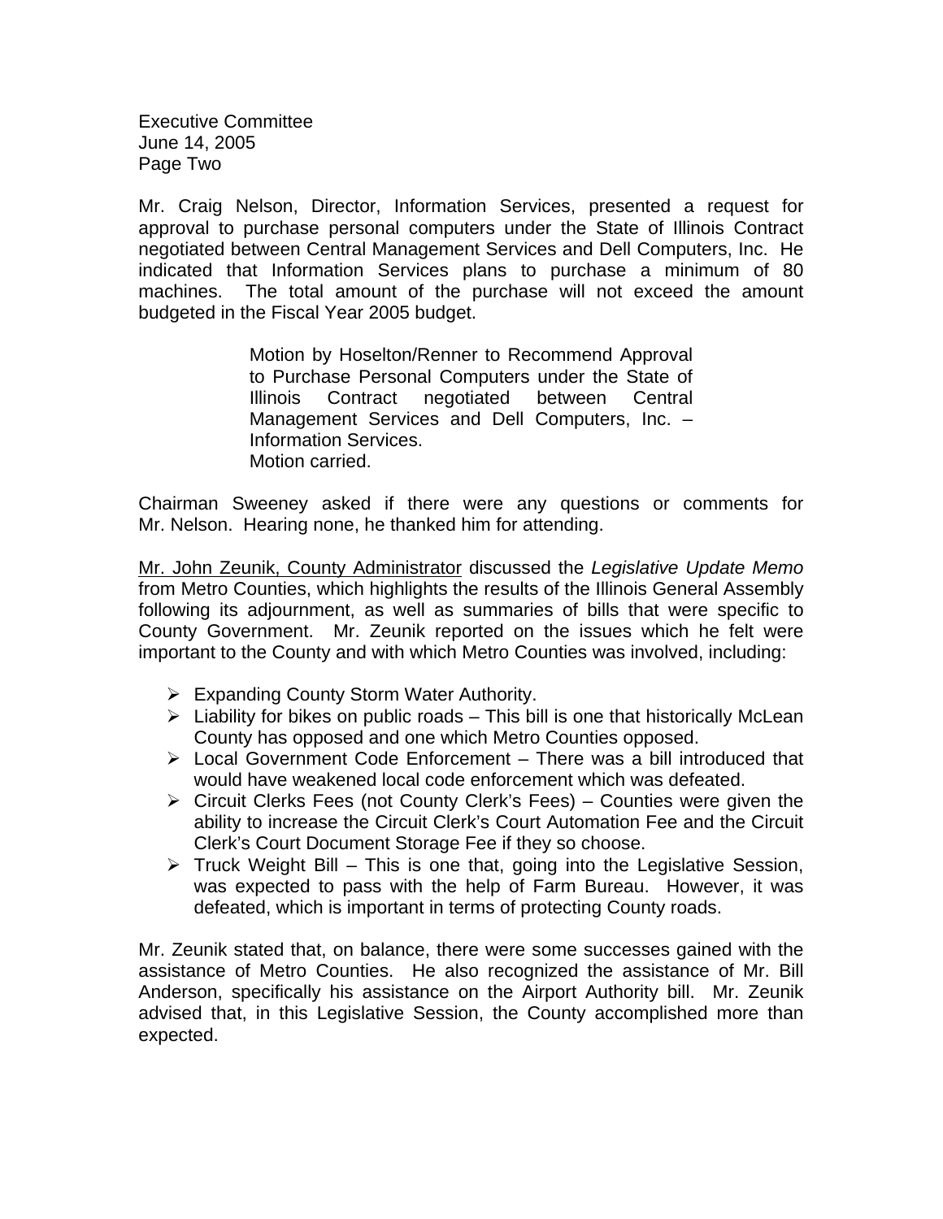Mr. Craig Nelson, Director, Information Services, presented a request for approval to purchase personal computers under the State of Illinois Contract negotiated between Central Management Services and Dell Computers, Inc. He indicated that Information Services plans to purchase a minimum of 80 machines. The total amount of the purchase will not exceed the amount budgeted in the Fiscal Year 2005 budget.

> Motion by Hoselton/Renner to Recommend Approval to Purchase Personal Computers under the State of Illinois Contract negotiated between Central Management Services and Dell Computers, Inc. – Information Services.
> Motion carried.

Chairman Sweeney asked if there were any questions or comments for Mr. Nelson. Hearing none, he thanked him for attending.

<u>Mr. John Zeunik, County Administrator</u> discussed the *Legislative Update Memo* from Metro Counties, which highlights the results of the Illinois General Assembly following its adjournment, as well as summaries of bills that were specific to County Government. Mr. Zeunik reported on the issues which he felt were important to the County and with which Metro Counties was involved, including:

- Expanding County Storm Water Authority.
- Liability for bikes on public roads – This bill is one that historically McLean County has opposed and one which Metro Counties opposed.
- Local Government Code Enforcement – There was a bill introduced that would have weakened local code enforcement which was defeated.
- Circuit Clerks Fees (not County Clerk's Fees) – Counties were given the ability to increase the Circuit Clerk's Court Automation Fee and the Circuit Clerk's Court Document Storage Fee if they so choose.
- Truck Weight Bill – This is one that, going into the Legislative Session, was expected to pass with the help of Farm Bureau. However, it was defeated, which is important in terms of protecting County roads.

Mr. Zeunik stated that, on balance, there were some successes gained with the assistance of Metro Counties. He also recognized the assistance of Mr. Bill Anderson, specifically his assistance on the Airport Authority bill. Mr. Zeunik advised that, in this Legislative Session, the County accomplished more than expected.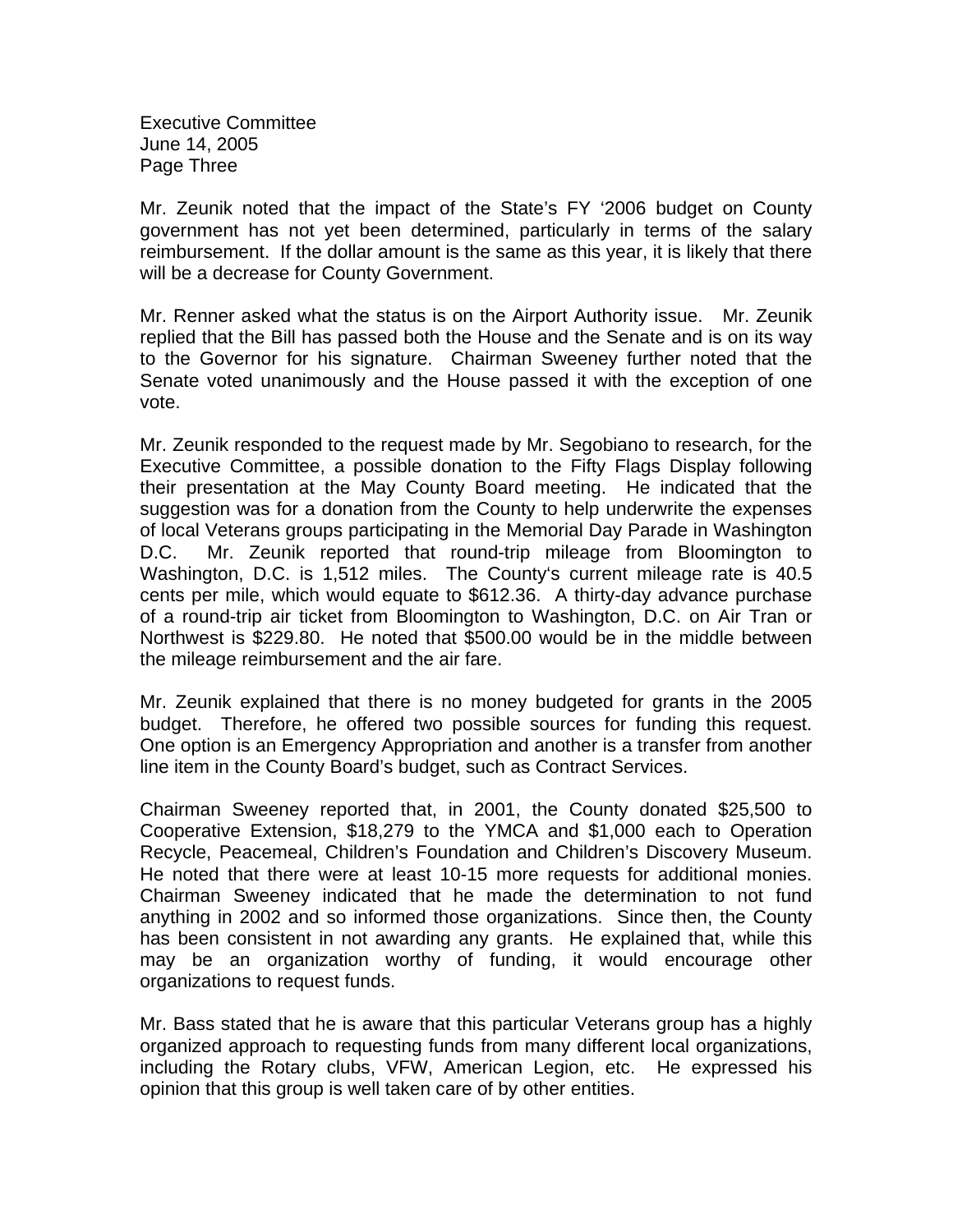Mr. Zeunik noted that the impact of the State's FY '2006 budget on County government has not yet been determined, particularly in terms of the salary reimbursement. If the dollar amount is the same as this year, it is likely that there will be a decrease for County Government.

Mr. Renner asked what the status is on the Airport Authority issue. Mr. Zeunik replied that the Bill has passed both the House and the Senate and is on its way to the Governor for his signature. Chairman Sweeney further noted that the Senate voted unanimously and the House passed it with the exception of one vote.

Mr. Zeunik responded to the request made by Mr. Segobiano to research, for the Executive Committee, a possible donation to the Fifty Flags Display following their presentation at the May County Board meeting. He indicated that the suggestion was for a donation from the County to help underwrite the expenses of local Veterans groups participating in the Memorial Day Parade in Washington D.C. Mr. Zeunik reported that round-trip mileage from Bloomington to Washington, D.C. is 1,512 miles. The County's current mileage rate is 40.5 cents per mile, which would equate to $612.36. A thirty-day advance purchase of a round-trip air ticket from Bloomington to Washington, D.C. on Air Tran or Northwest is $229.80. He noted that $500.00 would be in the middle between the mileage reimbursement and the air fare.

Mr. Zeunik explained that there is no money budgeted for grants in the 2005 budget. Therefore, he offered two possible sources for funding this request. One option is an Emergency Appropriation and another is a transfer from another line item in the County Board's budget, such as Contract Services.

Chairman Sweeney reported that, in 2001, the County donated $25,500 to Cooperative Extension, $18,279 to the YMCA and $1,000 each to Operation Recycle, Peacemeal, Children's Foundation and Children's Discovery Museum. He noted that there were at least 10-15 more requests for additional monies. Chairman Sweeney indicated that he made the determination to not fund anything in 2002 and so informed those organizations. Since then, the County has been consistent in not awarding any grants. He explained that, while this may be an organization worthy of funding, it would encourage other organizations to request funds.

Mr. Bass stated that he is aware that this particular Veterans group has a highly organized approach to requesting funds from many different local organizations, including the Rotary clubs, VFW, American Legion, etc. He expressed his opinion that this group is well taken care of by other entities.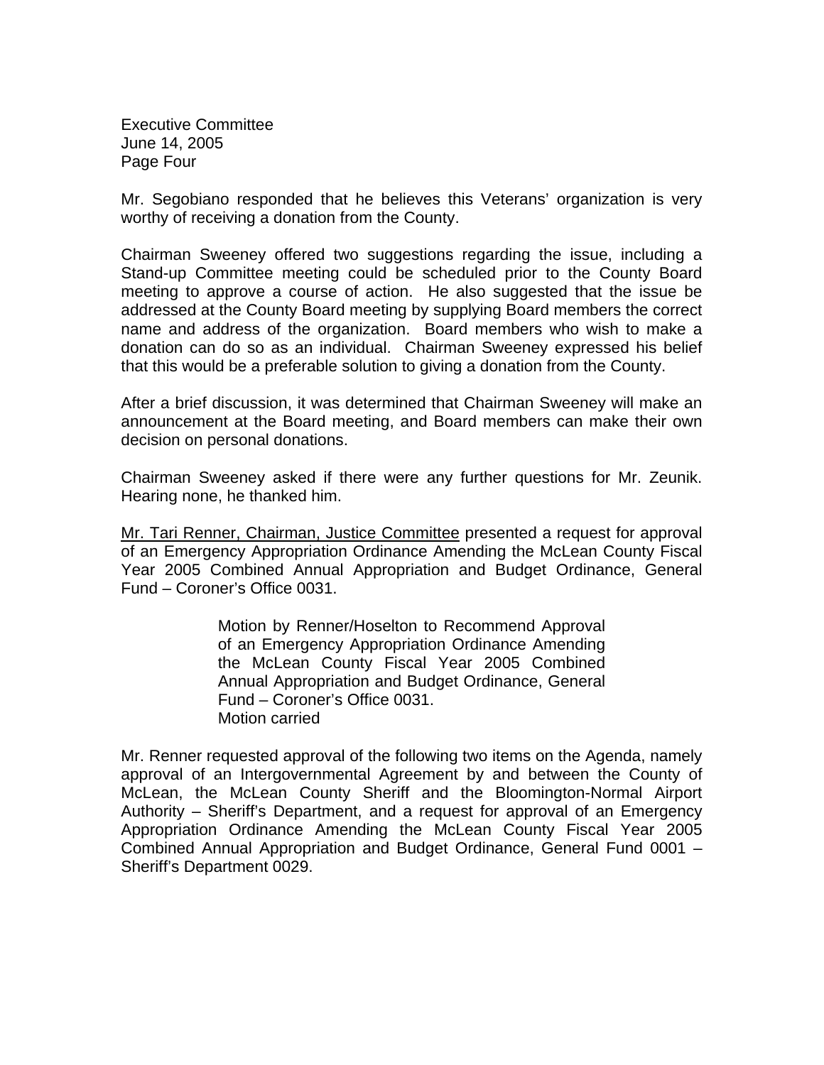Mr. Segobiano responded that he believes this Veterans' organization is very worthy of receiving a donation from the County.

Chairman Sweeney offered two suggestions regarding the issue, including a Stand-up Committee meeting could be scheduled prior to the County Board meeting to approve a course of action. He also suggested that the issue be addressed at the County Board meeting by supplying Board members the correct name and address of the organization. Board members who wish to make a donation can do so as an individual. Chairman Sweeney expressed his belief that this would be a preferable solution to giving a donation from the County.

After a brief discussion, it was determined that Chairman Sweeney will make an announcement at the Board meeting, and Board members can make their own decision on personal donations.

Chairman Sweeney asked if there were any further questions for Mr. Zeunik. Hearing none, he thanked him.

<u>Mr. Tari Renner, Chairman, Justice Committee</u> presented a request for approval of an Emergency Appropriation Ordinance Amending the McLean County Fiscal Year 2005 Combined Annual Appropriation and Budget Ordinance, General Fund – Coroner's Office 0031.

> Motion by Renner/Hoselton to Recommend Approval of an Emergency Appropriation Ordinance Amending the McLean County Fiscal Year 2005 Combined Annual Appropriation and Budget Ordinance, General Fund – Coroner's Office 0031.
> Motion carried

Mr. Renner requested approval of the following two items on the Agenda, namely approval of an Intergovernmental Agreement by and between the County of McLean, the McLean County Sheriff and the Bloomington-Normal Airport Authority – Sheriff's Department, and a request for approval of an Emergency Appropriation Ordinance Amending the McLean County Fiscal Year 2005 Combined Annual Appropriation and Budget Ordinance, General Fund 0001 – Sheriff's Department 0029.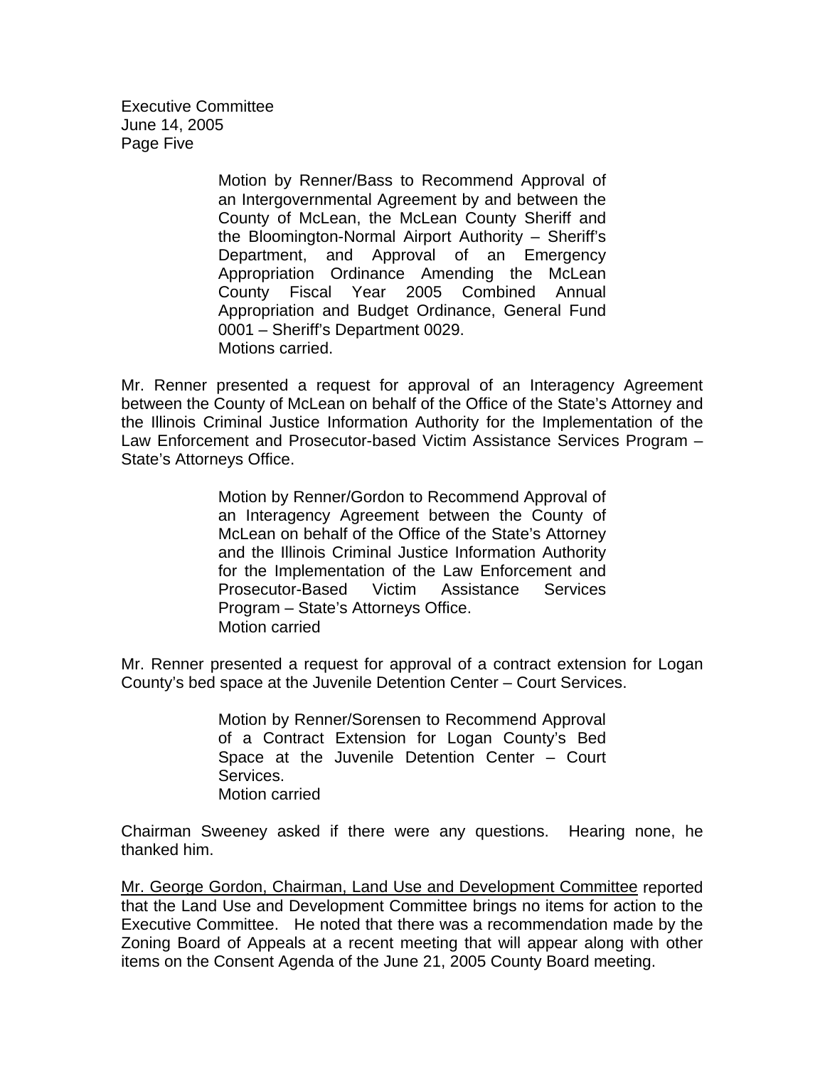Motion by Renner/Bass to Recommend Approval of an Intergovernmental Agreement by and between the County of McLean, the McLean County Sheriff and the Bloomington-Normal Airport Authority – Sheriff's Department, and Approval of an Emergency Appropriation Ordinance Amending the McLean County Fiscal Year 2005 Combined Annual Appropriation and Budget Ordinance, General Fund 0001 – Sheriff's Department 0029.
Motions carried.

Mr. Renner presented a request for approval of an Interagency Agreement between the County of McLean on behalf of the Office of the State's Attorney and the Illinois Criminal Justice Information Authority for the Implementation of the Law Enforcement and Prosecutor-based Victim Assistance Services Program – State's Attorneys Office.

Motion by Renner/Gordon to Recommend Approval of an Interagency Agreement between the County of McLean on behalf of the Office of the State's Attorney and the Illinois Criminal Justice Information Authority for the Implementation of the Law Enforcement and Prosecutor-Based Victim Assistance Services Program – State's Attorneys Office.
Motion carried

Mr. Renner presented a request for approval of a contract extension for Logan County's bed space at the Juvenile Detention Center – Court Services.

Motion by Renner/Sorensen to Recommend Approval of a Contract Extension for Logan County's Bed Space at the Juvenile Detention Center – Court Services.
Motion carried

Chairman Sweeney asked if there were any questions. Hearing none, he thanked him.

Mr. George Gordon, Chairman, Land Use and Development Committee reported that the Land Use and Development Committee brings no items for action to the Executive Committee. He noted that there was a recommendation made by the Zoning Board of Appeals at a recent meeting that will appear along with other items on the Consent Agenda of the June 21, 2005 County Board meeting.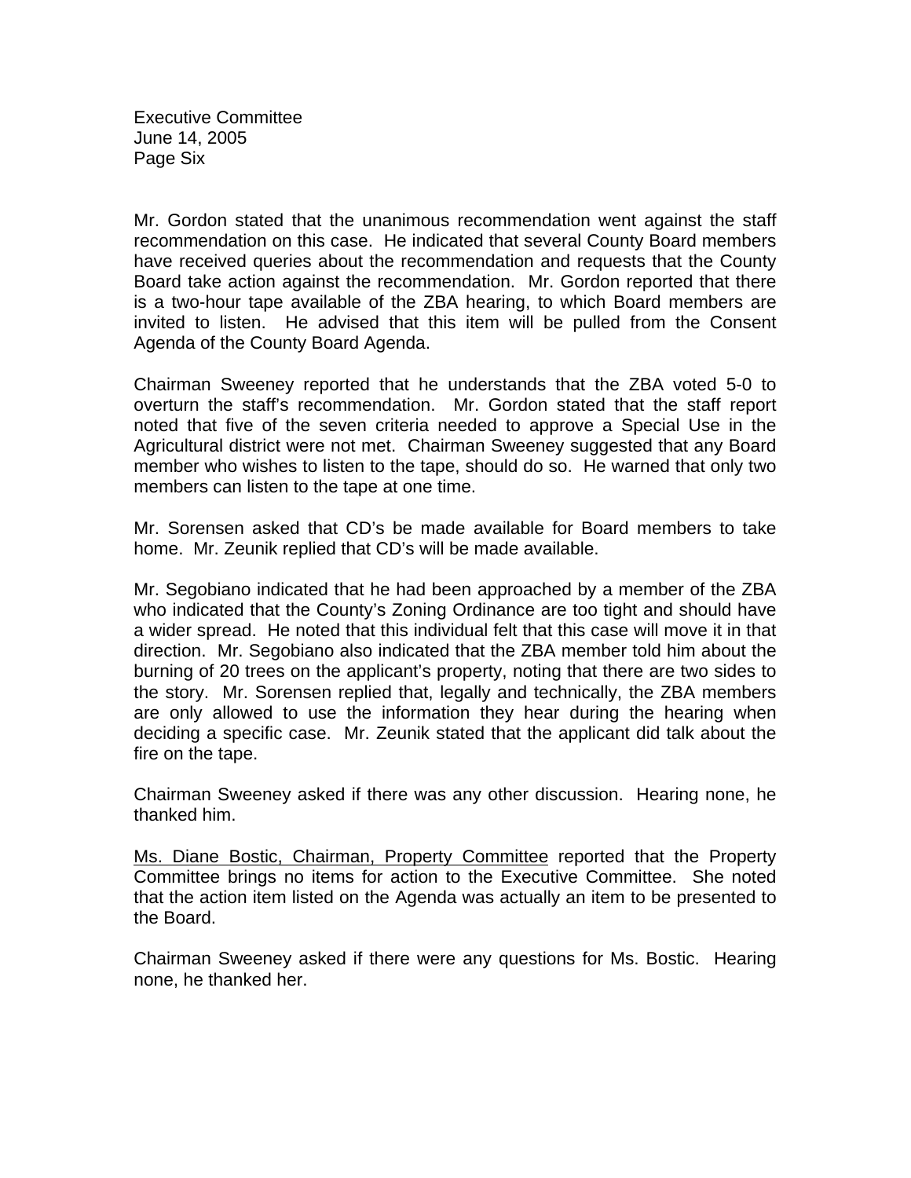Mr. Gordon stated that the unanimous recommendation went against the staff recommendation on this case. He indicated that several County Board members have received queries about the recommendation and requests that the County Board take action against the recommendation. Mr. Gordon reported that there is a two-hour tape available of the ZBA hearing, to which Board members are invited to listen. He advised that this item will be pulled from the Consent Agenda of the County Board Agenda.

Chairman Sweeney reported that he understands that the ZBA voted 5-0 to overturn the staff's recommendation. Mr. Gordon stated that the staff report noted that five of the seven criteria needed to approve a Special Use in the Agricultural district were not met. Chairman Sweeney suggested that any Board member who wishes to listen to the tape, should do so. He warned that only two members can listen to the tape at one time.

Mr. Sorensen asked that CD's be made available for Board members to take home. Mr. Zeunik replied that CD's will be made available.

Mr. Segobiano indicated that he had been approached by a member of the ZBA who indicated that the County's Zoning Ordinance are too tight and should have a wider spread. He noted that this individual felt that this case will move it in that direction. Mr. Segobiano also indicated that the ZBA member told him about the burning of 20 trees on the applicant's property, noting that there are two sides to the story. Mr. Sorensen replied that, legally and technically, the ZBA members are only allowed to use the information they hear during the hearing when deciding a specific case. Mr. Zeunik stated that the applicant did talk about the fire on the tape.

Chairman Sweeney asked if there was any other discussion. Hearing none, he thanked him.

<u>Ms. Diane Bostic, Chairman, Property Committee</u> reported that the Property Committee brings no items for action to the Executive Committee. She noted that the action item listed on the Agenda was actually an item to be presented to the Board.

Chairman Sweeney asked if there were any questions for Ms. Bostic. Hearing none, he thanked her.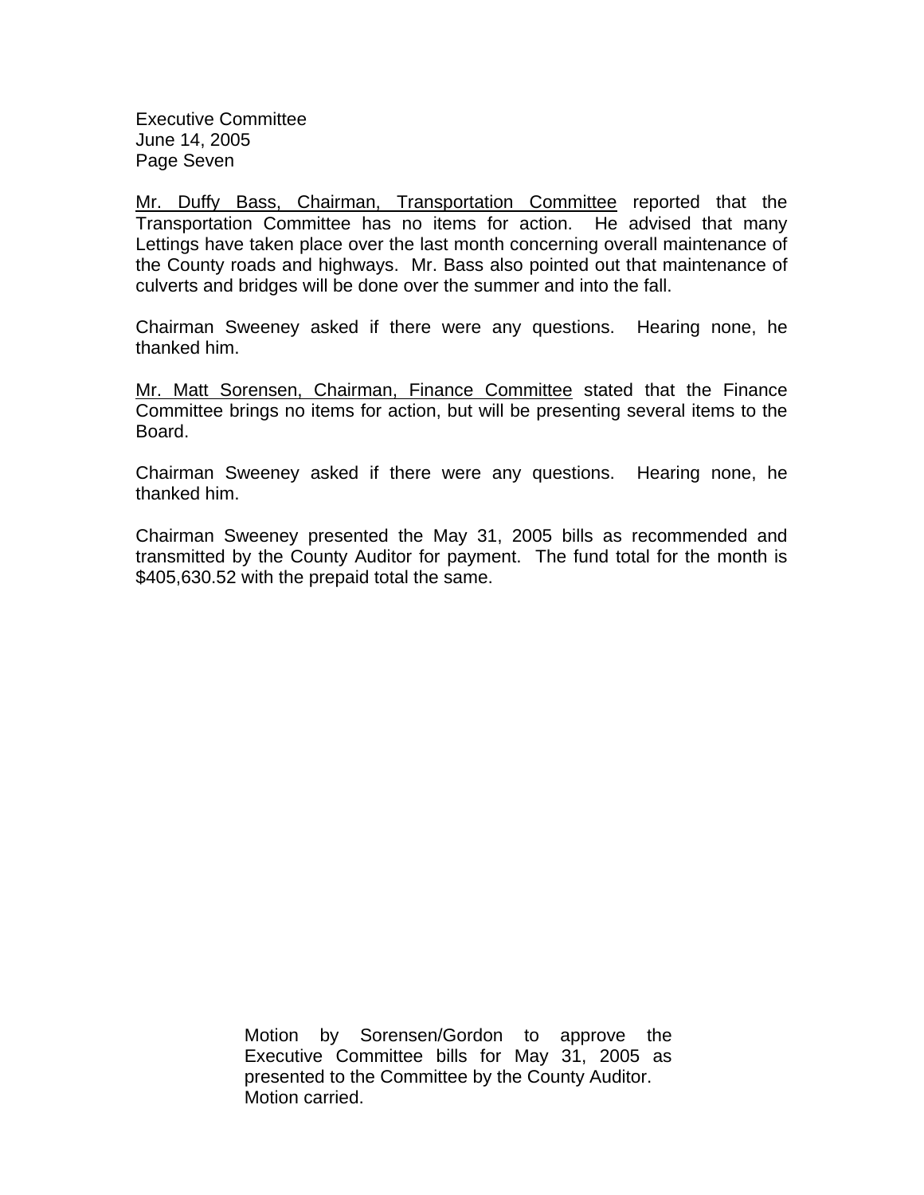<u>Mr. Duffy Bass, Chairman, Transportation Committee</u> reported that the Transportation Committee has no items for action. He advised that many Lettings have taken place over the last month concerning overall maintenance of the County roads and highways. Mr. Bass also pointed out that maintenance of culverts and bridges will be done over the summer and into the fall.

Chairman Sweeney asked if there were any questions. Hearing none, he thanked him.

<u>Mr. Matt Sorensen, Chairman, Finance Committee</u> stated that the Finance Committee brings no items for action, but will be presenting several items to the Board.

Chairman Sweeney asked if there were any questions. Hearing none, he thanked him.

Chairman Sweeney presented the May 31, 2005 bills as recommended and transmitted by the County Auditor for payment. The fund total for the month is $405,630.52 with the prepaid total the same.

Motion by Sorensen/Gordon to approve the Executive Committee bills for May 31, 2005 as presented to the Committee by the County Auditor. Motion carried.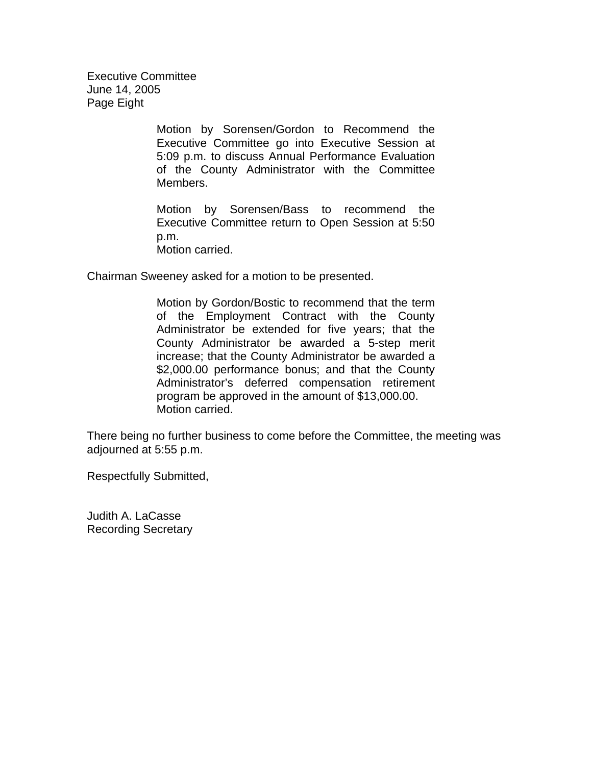Motion by Sorensen/Gordon to Recommend the Executive Committee go into Executive Session at 5:09 p.m. to discuss Annual Performance Evaluation of the County Administrator with the Committee Members.

Motion by Sorensen/Bass to recommend the Executive Committee return to Open Session at 5:50 p.m.
Motion carried.

Chairman Sweeney asked for a motion to be presented.

Motion by Gordon/Bostic to recommend that the term of the Employment Contract with the County Administrator be extended for five years; that the County Administrator be awarded a 5-step merit increase; that the County Administrator be awarded a $2,000.00 performance bonus; and that the County Administrator's deferred compensation retirement program be approved in the amount of $13,000.00.
Motion carried.

There being no further business to come before the Committee, the meeting was adjourned at 5:55 p.m.

Respectfully Submitted,

Judith A. LaCasse
Recording Secretary